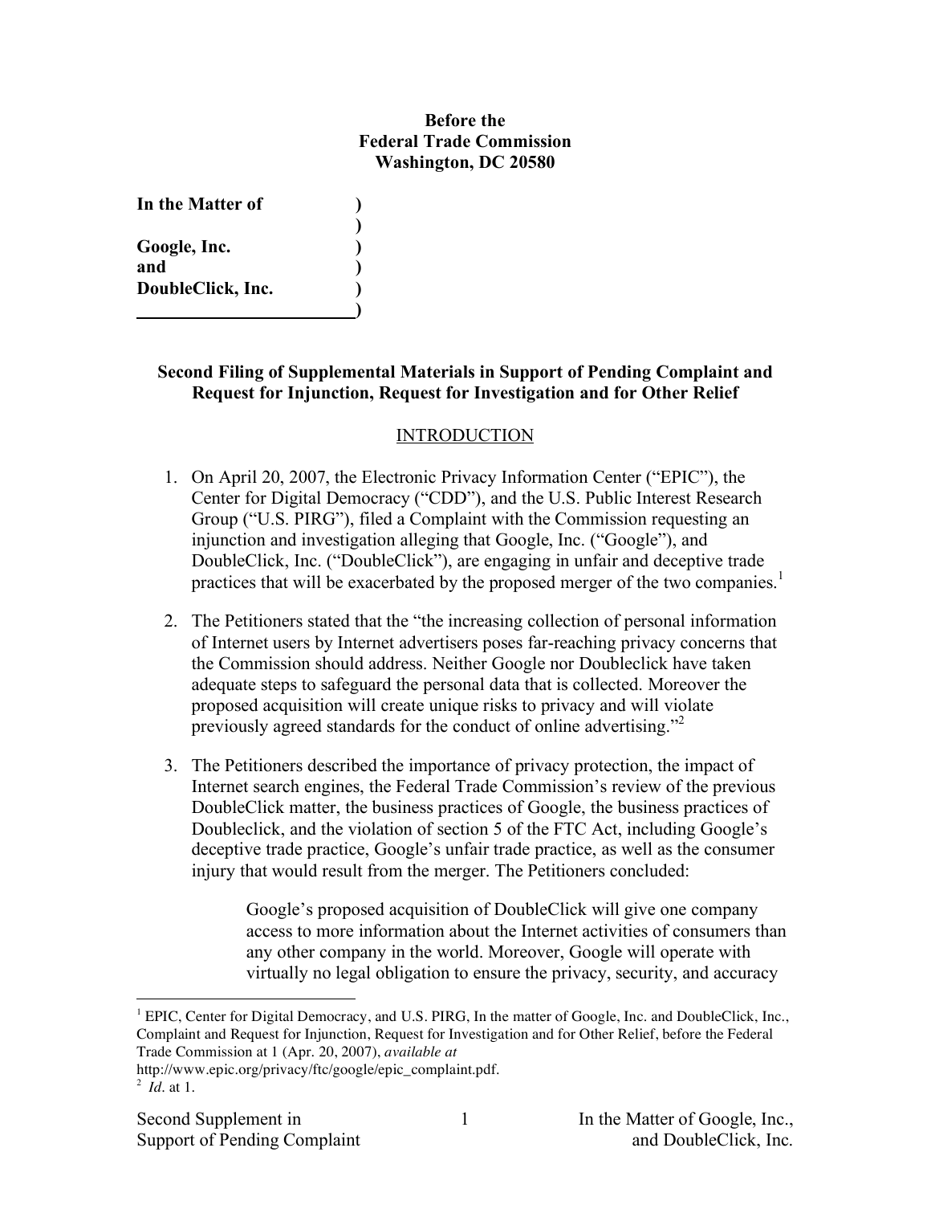**Before the**
**Federal Trade Commission**
**Washington, DC 20580**

**In the Matter of )**
**)**
**Google, Inc. )**
**and )**
**DoubleClick, Inc. )**
**)**

**Second Filing of Supplemental Materials in Support of Pending Complaint and Request for Injunction, Request for Investigation and for Other Relief**

## INTRODUCTION

1. On April 20, 2007, the Electronic Privacy Information Center ("EPIC"), the Center for Digital Democracy ("CDD"), and the U.S. Public Interest Research Group ("U.S. PIRG"), filed a Complaint with the Commission requesting an injunction and investigation alleging that Google, Inc. ("Google"), and DoubleClick, Inc. ("DoubleClick"), are engaging in unfair and deceptive trade practices that will be exacerbated by the proposed merger of the two companies.[1]

2. The Petitioners stated that the "the increasing collection of personal information of Internet users by Internet advertisers poses far-reaching privacy concerns that the Commission should address. Neither Google nor Doubleclick have taken adequate steps to safeguard the personal data that is collected. Moreover the proposed acquisition will create unique risks to privacy and will violate previously agreed standards for the conduct of online advertising."[2]

3. The Petitioners described the importance of privacy protection, the impact of Internet search engines, the Federal Trade Commission's review of the previous DoubleClick matter, the business practices of Google, the business practices of Doubleclick, and the violation of section 5 of the FTC Act, including Google's deceptive trade practice, Google's unfair trade practice, as well as the consumer injury that would result from the merger. The Petitioners concluded:

> Google's proposed acquisition of DoubleClick will give one company access to more information about the Internet activities of consumers than any other company in the world. Moreover, Google will operate with virtually no legal obligation to ensure the privacy, security, and accuracy

---

[1] EPIC, Center for Digital Democracy, and U.S. PIRG, In the matter of Google, Inc. and DoubleClick, Inc., Complaint and Request for Injunction, Request for Investigation and for Other Relief, before the Federal Trade Commission at 1 (Apr. 20, 2007), *available at* http://www.epic.org/privacy/ftc/google/epic_complaint.pdf.

[2] *Id*. at 1.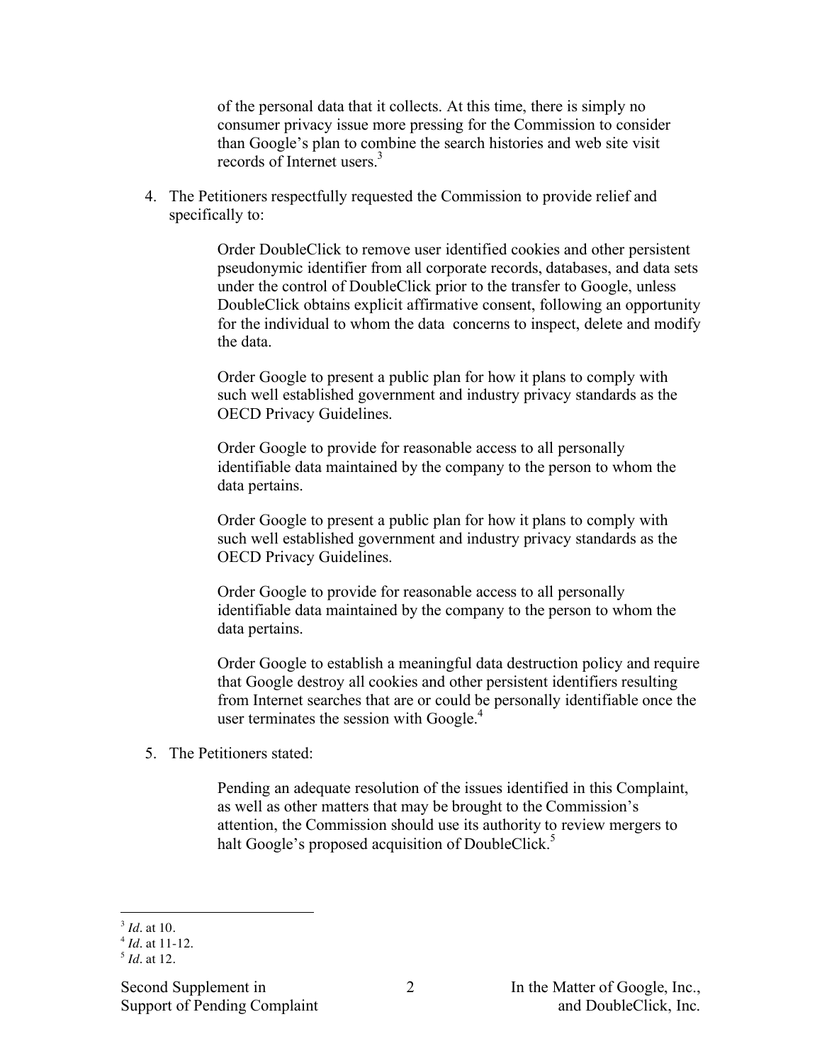of the personal data that it collects. At this time, there is simply no consumer privacy issue more pressing for the Commission to consider than Google's plan to combine the search histories and web site visit records of Internet users.[3]

4. The Petitioners respectfully requested the Commission to provide relief and specifically to:

> Order DoubleClick to remove user identified cookies and other persistent pseudonymic identifier from all corporate records, databases, and data sets under the control of DoubleClick prior to the transfer to Google, unless DoubleClick obtains explicit affirmative consent, following an opportunity for the individual to whom the data concerns to inspect, delete and modify the data.
>
> Order Google to present a public plan for how it plans to comply with such well established government and industry privacy standards as the OECD Privacy Guidelines.
>
> Order Google to provide for reasonable access to all personally identifiable data maintained by the company to the person to whom the data pertains.
>
> Order Google to present a public plan for how it plans to comply with such well established government and industry privacy standards as the OECD Privacy Guidelines.
>
> Order Google to provide for reasonable access to all personally identifiable data maintained by the company to the person to whom the data pertains.
>
> Order Google to establish a meaningful data destruction policy and require that Google destroy all cookies and other persistent identifiers resulting from Internet searches that are or could be personally identifiable once the user terminates the session with Google.[4]

5. The Petitioners stated:

> Pending an adequate resolution of the issues identified in this Complaint, as well as other matters that may be brought to the Commission's attention, the Commission should use its authority to review mergers to halt Google's proposed acquisition of DoubleClick.[5]

---

[3] *Id*. at 10.
[4] *Id*. at 11-12.
[5] *Id*. at 12.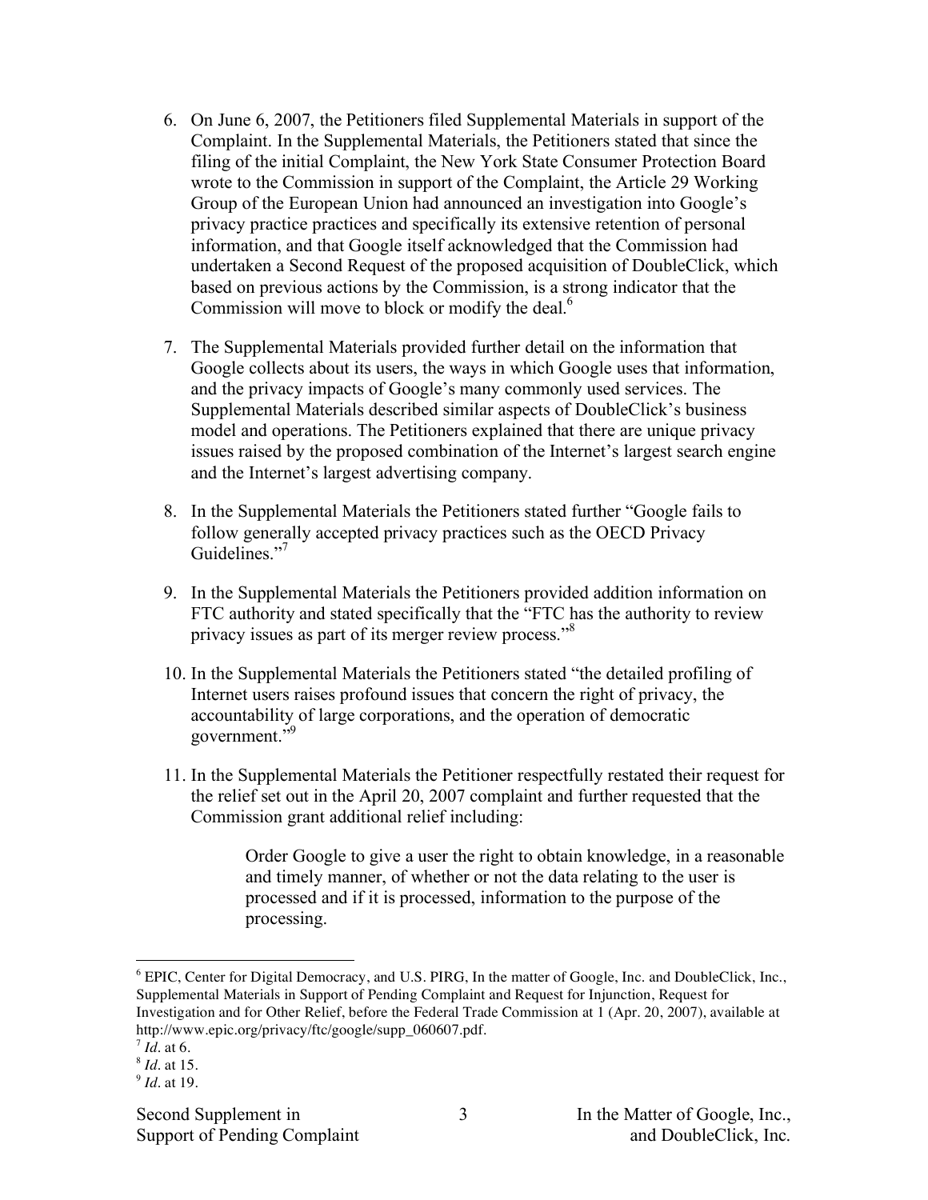6. On June 6, 2007, the Petitioners filed Supplemental Materials in support of the Complaint. In the Supplemental Materials, the Petitioners stated that since the filing of the initial Complaint, the New York State Consumer Protection Board wrote to the Commission in support of the Complaint, the Article 29 Working Group of the European Union had announced an investigation into Google's privacy practice practices and specifically its extensive retention of personal information, and that Google itself acknowledged that the Commission had undertaken a Second Request of the proposed acquisition of DoubleClick, which based on previous actions by the Commission, is a strong indicator that the Commission will move to block or modify the deal.[6]

7. The Supplemental Materials provided further detail on the information that Google collects about its users, the ways in which Google uses that information, and the privacy impacts of Google's many commonly used services. The Supplemental Materials described similar aspects of DoubleClick's business model and operations. The Petitioners explained that there are unique privacy issues raised by the proposed combination of the Internet's largest search engine and the Internet's largest advertising company.

8. In the Supplemental Materials the Petitioners stated further "Google fails to follow generally accepted privacy practices such as the OECD Privacy Guidelines."[7]

9. In the Supplemental Materials the Petitioners provided addition information on FTC authority and stated specifically that the "FTC has the authority to review privacy issues as part of its merger review process."[8]

10. In the Supplemental Materials the Petitioners stated "the detailed profiling of Internet users raises profound issues that concern the right of privacy, the accountability of large corporations, and the operation of democratic government."[9]

11. In the Supplemental Materials the Petitioner respectfully restated their request for the relief set out in the April 20, 2007 complaint and further requested that the Commission grant additional relief including:

> Order Google to give a user the right to obtain knowledge, in a reasonable and timely manner, of whether or not the data relating to the user is processed and if it is processed, information to the purpose of the processing.

---

[6] EPIC, Center for Digital Democracy, and U.S. PIRG, In the matter of Google, Inc. and DoubleClick, Inc., Supplemental Materials in Support of Pending Complaint and Request for Injunction, Request for Investigation and for Other Relief, before the Federal Trade Commission at 1 (Apr. 20, 2007), available at http://www.epic.org/privacy/ftc/google/supp_060607.pdf.

[7] *Id*. at 6.

[8] *Id*. at 15.

[9] *Id*. at 19.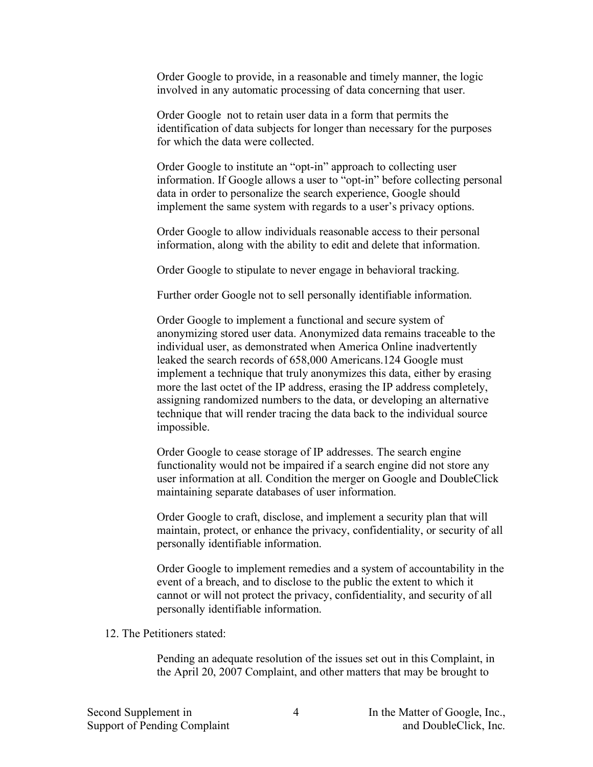> Order Google to provide, in a reasonable and timely manner, the logic involved in any automatic processing of data concerning that user.
>
> Order Google not to retain user data in a form that permits the identification of data subjects for longer than necessary for the purposes for which the data were collected.
>
> Order Google to institute an "opt-in" approach to collecting user information. If Google allows a user to "opt-in" before collecting personal data in order to personalize the search experience, Google should implement the same system with regards to a user's privacy options.
>
> Order Google to allow individuals reasonable access to their personal information, along with the ability to edit and delete that information.
>
> Order Google to stipulate to never engage in behavioral tracking.
>
> Further order Google not to sell personally identifiable information.
>
> Order Google to implement a functional and secure system of anonymizing stored user data. Anonymized data remains traceable to the individual user, as demonstrated when America Online inadvertently leaked the search records of 658,000 Americans.124 Google must implement a technique that truly anonymizes this data, either by erasing more the last octet of the IP address, erasing the IP address completely, assigning randomized numbers to the data, or developing an alternative technique that will render tracing the data back to the individual source impossible.
>
> Order Google to cease storage of IP addresses. The search engine functionality would not be impaired if a search engine did not store any user information at all. Condition the merger on Google and DoubleClick maintaining separate databases of user information.
>
> Order Google to craft, disclose, and implement a security plan that will maintain, protect, or enhance the privacy, confidentiality, or security of all personally identifiable information.
>
> Order Google to implement remedies and a system of accountability in the event of a breach, and to disclose to the public the extent to which it cannot or will not protect the privacy, confidentiality, and security of all personally identifiable information.

12. The Petitioners stated:

> Pending an adequate resolution of the issues set out in this Complaint, in the April 20, 2007 Complaint, and other matters that may be brought to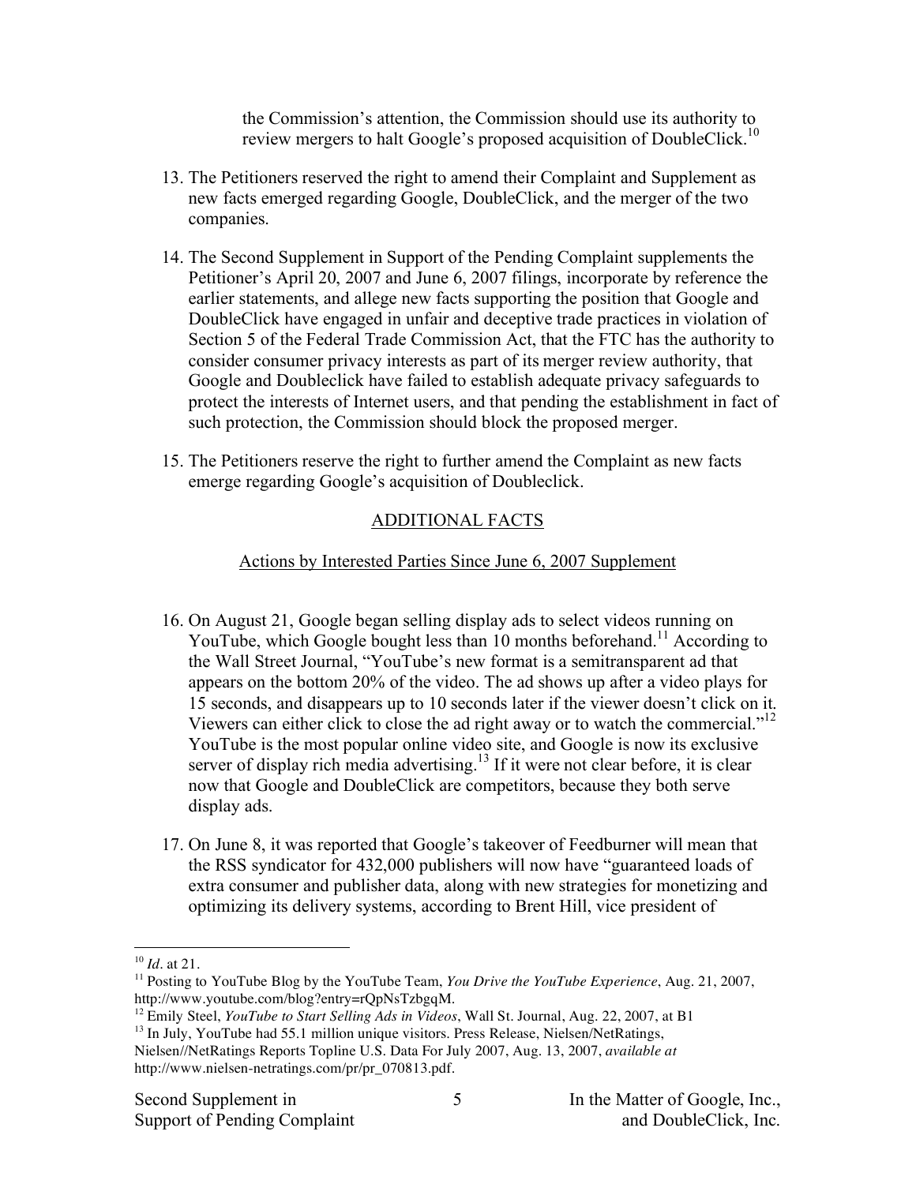the Commission's attention, the Commission should use its authority to review mergers to halt Google's proposed acquisition of DoubleClick.[10]

13. The Petitioners reserved the right to amend their Complaint and Supplement as new facts emerged regarding Google, DoubleClick, and the merger of the two companies.

14. The Second Supplement in Support of the Pending Complaint supplements the Petitioner's April 20, 2007 and June 6, 2007 filings, incorporate by reference the earlier statements, and allege new facts supporting the position that Google and DoubleClick have engaged in unfair and deceptive trade practices in violation of Section 5 of the Federal Trade Commission Act, that the FTC has the authority to consider consumer privacy interests as part of its merger review authority, that Google and Doubleclick have failed to establish adequate privacy safeguards to protect the interests of Internet users, and that pending the establishment in fact of such protection, the Commission should block the proposed merger.

15. The Petitioners reserve the right to further amend the Complaint as new facts emerge regarding Google's acquisition of Doubleclick.

## ADDITIONAL FACTS

### Actions by Interested Parties Since June 6, 2007 Supplement

16. On August 21, Google began selling display ads to select videos running on YouTube, which Google bought less than 10 months beforehand.[11] According to the Wall Street Journal, "YouTube's new format is a semitransparent ad that appears on the bottom 20% of the video. The ad shows up after a video plays for 15 seconds, and disappears up to 10 seconds later if the viewer doesn't click on it. Viewers can either click to close the ad right away or to watch the commercial."[12] YouTube is the most popular online video site, and Google is now its exclusive server of display rich media advertising.[13] If it were not clear before, it is clear now that Google and DoubleClick are competitors, because they both serve display ads.

17. On June 8, it was reported that Google's takeover of Feedburner will mean that the RSS syndicator for 432,000 publishers will now have "guaranteed loads of extra consumer and publisher data, along with new strategies for monetizing and optimizing its delivery systems, according to Brent Hill, vice president of

---

[10] *Id*. at 21.

[11] Posting to YouTube Blog by the YouTube Team, *You Drive the YouTube Experience*, Aug. 21, 2007, http://www.youtube.com/blog?entry=rQpNsTzbgqM.

[12] Emily Steel, *YouTube to Start Selling Ads in Videos*, Wall St. Journal, Aug. 22, 2007, at B1

[13] In July, YouTube had 55.1 million unique visitors. Press Release, Nielsen/NetRatings, Nielsen//NetRatings Reports Topline U.S. Data For July 2007, Aug. 13, 2007, *available at* http://www.nielsen-netratings.com/pr/pr_070813.pdf.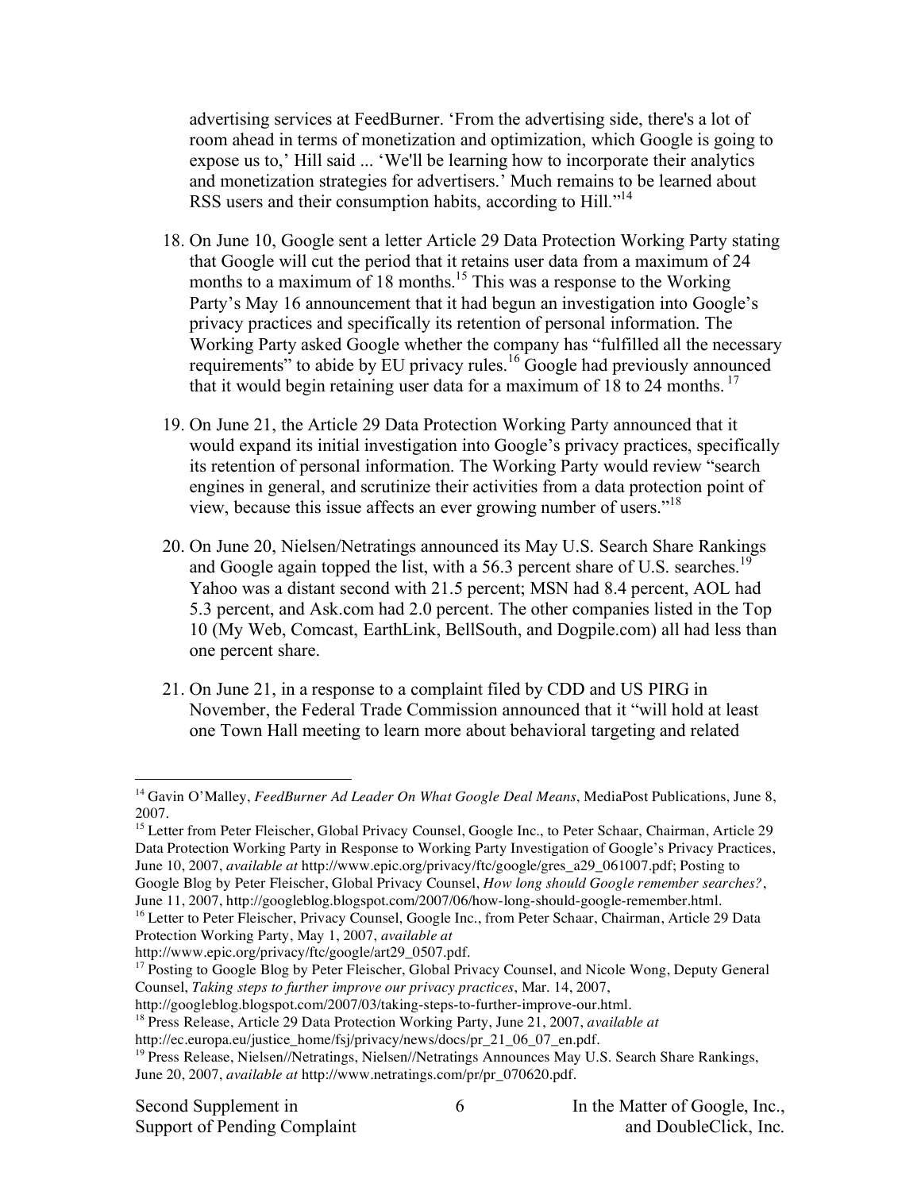advertising services at FeedBurner. 'From the advertising side, there's a lot of room ahead in terms of monetization and optimization, which Google is going to expose us to,' Hill said ... 'We'll be learning how to incorporate their analytics and monetization strategies for advertisers.' Much remains to be learned about RSS users and their consumption habits, according to Hill."[14]

18. On June 10, Google sent a letter Article 29 Data Protection Working Party stating that Google will cut the period that it retains user data from a maximum of 24 months to a maximum of 18 months.[15] This was a response to the Working Party's May 16 announcement that it had begun an investigation into Google's privacy practices and specifically its retention of personal information. The Working Party asked Google whether the company has "fulfilled all the necessary requirements" to abide by EU privacy rules.[16] Google had previously announced that it would begin retaining user data for a maximum of 18 to 24 months.[17]

19. On June 21, the Article 29 Data Protection Working Party announced that it would expand its initial investigation into Google's privacy practices, specifically its retention of personal information. The Working Party would review "search engines in general, and scrutinize their activities from a data protection point of view, because this issue affects an ever growing number of users."[18]

20. On June 20, Nielsen/Netratings announced its May U.S. Search Share Rankings and Google again topped the list, with a 56.3 percent share of U.S. searches.[19] Yahoo was a distant second with 21.5 percent; MSN had 8.4 percent, AOL had 5.3 percent, and Ask.com had 2.0 percent. The other companies listed in the Top 10 (My Web, Comcast, EarthLink, BellSouth, and Dogpile.com) all had less than one percent share.

21. On June 21, in a response to a complaint filed by CDD and US PIRG in November, the Federal Trade Commission announced that it "will hold at least one Town Hall meeting to learn more about behavioral targeting and related

---

[14] Gavin O'Malley, *FeedBurner Ad Leader On What Google Deal Means*, MediaPost Publications, June 8, 2007.

[15] Letter from Peter Fleischer, Global Privacy Counsel, Google Inc., to Peter Schaar, Chairman, Article 29 Data Protection Working Party in Response to Working Party Investigation of Google's Privacy Practices, June 10, 2007, *available at* http://www.epic.org/privacy/ftc/google/gres_a29_061007.pdf; Posting to Google Blog by Peter Fleischer, Global Privacy Counsel, *How long should Google remember searches?*, June 11, 2007, http://googleblog.blogspot.com/2007/06/how-long-should-google-remember.html.

[16] Letter to Peter Fleischer, Privacy Counsel, Google Inc., from Peter Schaar, Chairman, Article 29 Data Protection Working Party, May 1, 2007, *available at* http://www.epic.org/privacy/ftc/google/art29_0507.pdf.

[17] Posting to Google Blog by Peter Fleischer, Global Privacy Counsel, and Nicole Wong, Deputy General Counsel, *Taking steps to further improve our privacy practices*, Mar. 14, 2007, http://googleblog.blogspot.com/2007/03/taking-steps-to-further-improve-our.html.

[18] Press Release, Article 29 Data Protection Working Party, June 21, 2007, *available at* http://ec.europa.eu/justice_home/fsj/privacy/news/docs/pr_21_06_07_en.pdf.

[19] Press Release, Nielsen//Netratings, Nielsen//Netratings Announces May U.S. Search Share Rankings, June 20, 2007, *available at* http://www.netratings.com/pr/pr_070620.pdf.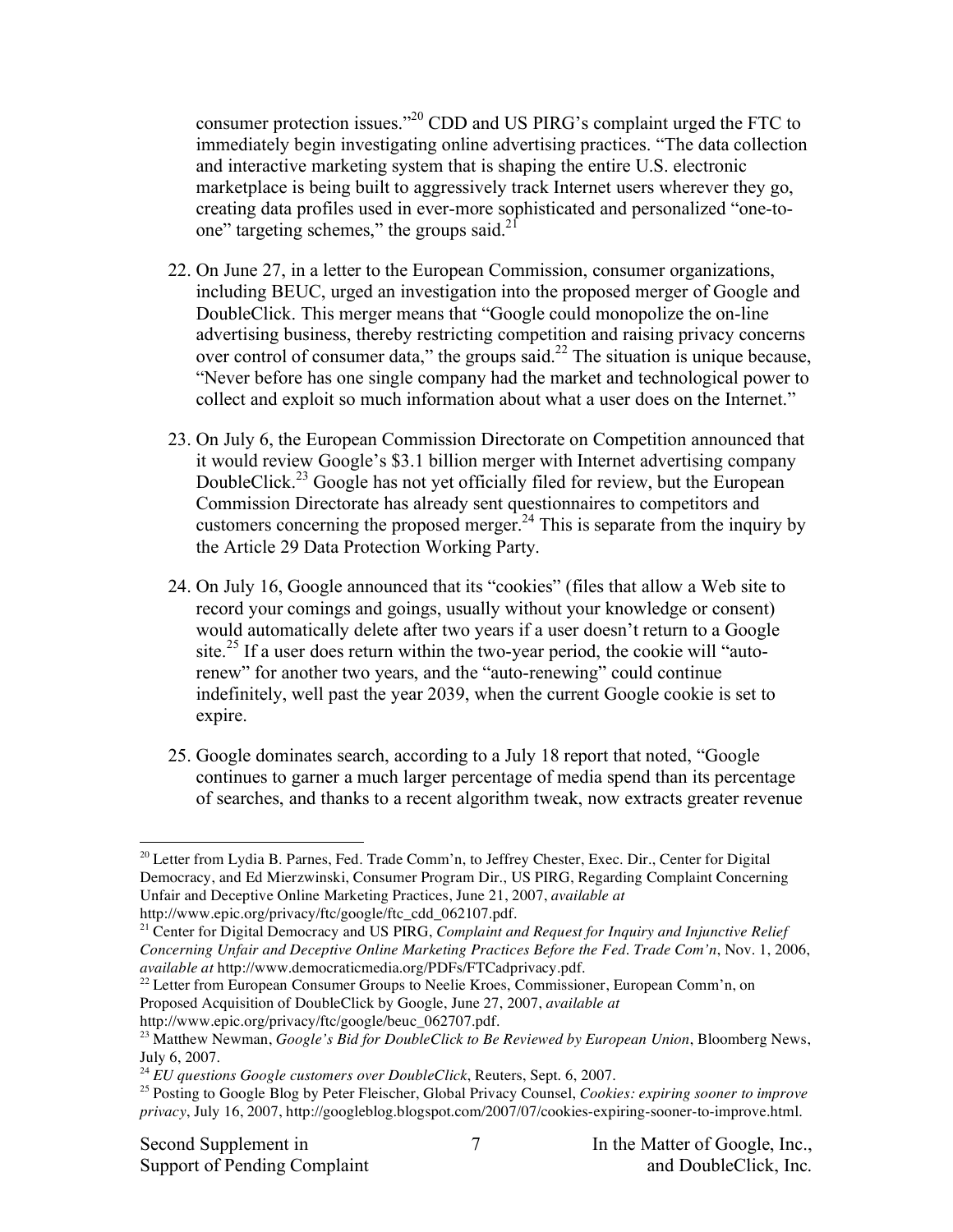consumer protection issues."[20] CDD and US PIRG's complaint urged the FTC to immediately begin investigating online advertising practices. "The data collection and interactive marketing system that is shaping the entire U.S. electronic marketplace is being built to aggressively track Internet users wherever they go, creating data profiles used in ever-more sophisticated and personalized "one-to-one" targeting schemes," the groups said.[21]

22. On June 27, in a letter to the European Commission, consumer organizations, including BEUC, urged an investigation into the proposed merger of Google and DoubleClick. This merger means that "Google could monopolize the on-line advertising business, thereby restricting competition and raising privacy concerns over control of consumer data," the groups said.[22] The situation is unique because, "Never before has one single company had the market and technological power to collect and exploit so much information about what a user does on the Internet."

23. On July 6, the European Commission Directorate on Competition announced that it would review Google's $3.1 billion merger with Internet advertising company DoubleClick.[23] Google has not yet officially filed for review, but the European Commission Directorate has already sent questionnaires to competitors and customers concerning the proposed merger.[24] This is separate from the inquiry by the Article 29 Data Protection Working Party.

24. On July 16, Google announced that its "cookies" (files that allow a Web site to record your comings and goings, usually without your knowledge or consent) would automatically delete after two years if a user doesn't return to a Google site.[25] If a user does return within the two-year period, the cookie will "auto-renew" for another two years, and the "auto-renewing" could continue indefinitely, well past the year 2039, when the current Google cookie is set to expire.

25. Google dominates search, according to a July 18 report that noted, "Google continues to garner a much larger percentage of media spend than its percentage of searches, and thanks to a recent algorithm tweak, now extracts greater revenue

---

[20] Letter from Lydia B. Parnes, Fed. Trade Comm'n, to Jeffrey Chester, Exec. Dir., Center for Digital Democracy, and Ed Mierzwinski, Consumer Program Dir., US PIRG, Regarding Complaint Concerning Unfair and Deceptive Online Marketing Practices, June 21, 2007, *available at* http://www.epic.org/privacy/ftc/google/ftc_cdd_062107.pdf.

[21] Center for Digital Democracy and US PIRG, *Complaint and Request for Inquiry and Injunctive Relief Concerning Unfair and Deceptive Online Marketing Practices Before the Fed. Trade Com'n*, Nov. 1, 2006, *available at* http://www.democraticmedia.org/PDFs/FTCadprivacy.pdf.

[22] Letter from European Consumer Groups to Neelie Kroes, Commissioner, European Comm'n, on Proposed Acquisition of DoubleClick by Google, June 27, 2007, *available at* http://www.epic.org/privacy/ftc/google/beuc_062707.pdf.

[23] Matthew Newman, *Google's Bid for DoubleClick to Be Reviewed by European Union*, Bloomberg News, July 6, 2007.

[24] *EU questions Google customers over DoubleClick*, Reuters, Sept. 6, 2007.

[25] Posting to Google Blog by Peter Fleischer, Global Privacy Counsel, *Cookies: expiring sooner to improve privacy*, July 16, 2007, http://googleblog.blogspot.com/2007/07/cookies-expiring-sooner-to-improve.html.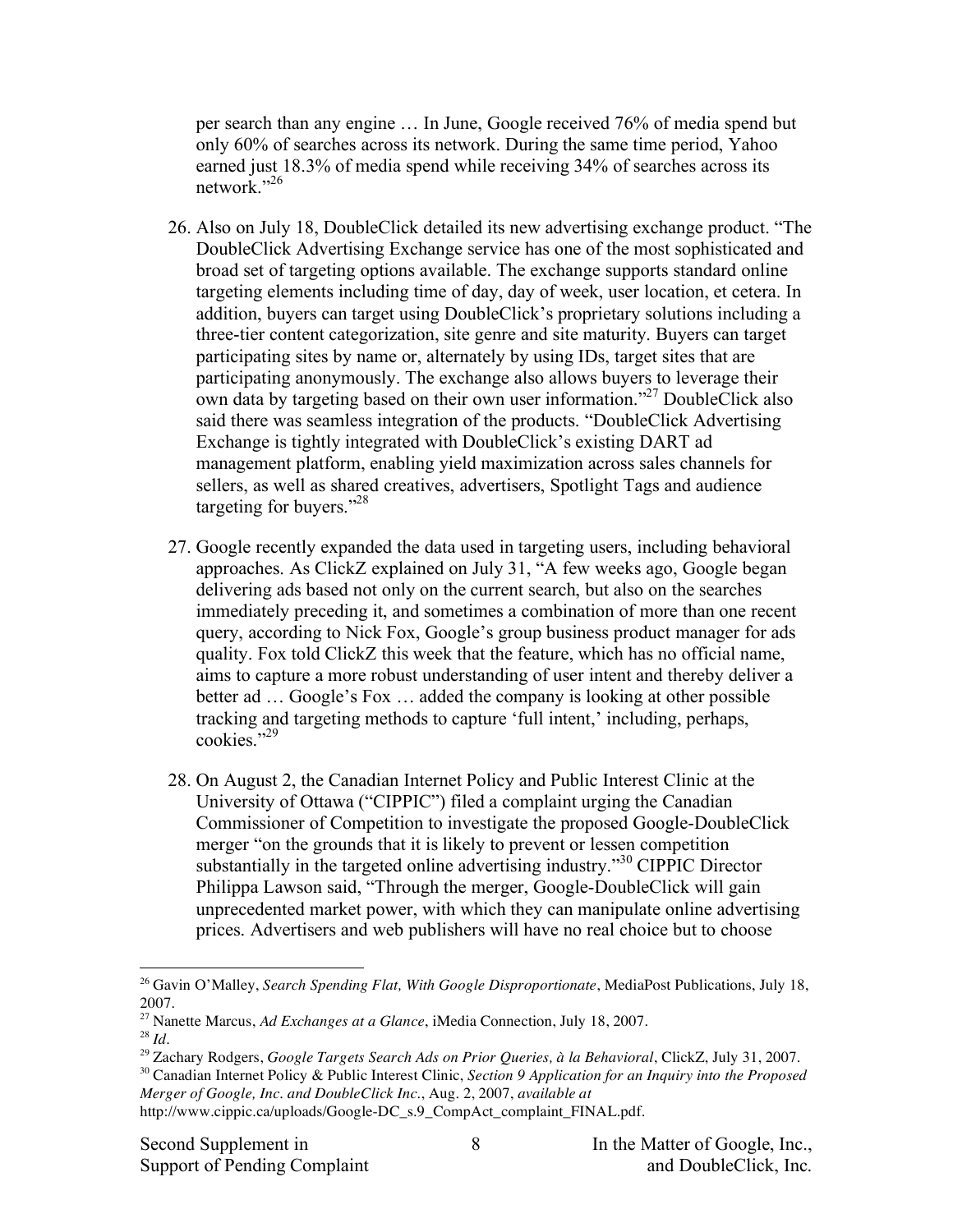per search than any engine … In June, Google received 76% of media spend but only 60% of searches across its network. During the same time period, Yahoo earned just 18.3% of media spend while receiving 34% of searches across its network."[26]

26. Also on July 18, DoubleClick detailed its new advertising exchange product. "The DoubleClick Advertising Exchange service has one of the most sophisticated and broad set of targeting options available. The exchange supports standard online targeting elements including time of day, day of week, user location, et cetera. In addition, buyers can target using DoubleClick's proprietary solutions including a three-tier content categorization, site genre and site maturity. Buyers can target participating sites by name or, alternately by using IDs, target sites that are participating anonymously. The exchange also allows buyers to leverage their own data by targeting based on their own user information."[27] DoubleClick also said there was seamless integration of the products. "DoubleClick Advertising Exchange is tightly integrated with DoubleClick's existing DART ad management platform, enabling yield maximization across sales channels for sellers, as well as shared creatives, advertisers, Spotlight Tags and audience targeting for buyers."[28]

27. Google recently expanded the data used in targeting users, including behavioral approaches. As ClickZ explained on July 31, "A few weeks ago, Google began delivering ads based not only on the current search, but also on the searches immediately preceding it, and sometimes a combination of more than one recent query, according to Nick Fox, Google's group business product manager for ads quality. Fox told ClickZ this week that the feature, which has no official name, aims to capture a more robust understanding of user intent and thereby deliver a better ad … Google's Fox … added the company is looking at other possible tracking and targeting methods to capture 'full intent,' including, perhaps, cookies."[29]

28. On August 2, the Canadian Internet Policy and Public Interest Clinic at the University of Ottawa ("CIPPIC") filed a complaint urging the Canadian Commissioner of Competition to investigate the proposed Google-DoubleClick merger "on the grounds that it is likely to prevent or lessen competition substantially in the targeted online advertising industry."[30] CIPPIC Director Philippa Lawson said, "Through the merger, Google-DoubleClick will gain unprecedented market power, with which they can manipulate online advertising prices. Advertisers and web publishers will have no real choice but to choose

---

[26] Gavin O'Malley, *Search Spending Flat, With Google Disproportionate*, MediaPost Publications, July 18, 2007.

[27] Nanette Marcus, *Ad Exchanges at a Glance*, iMedia Connection, July 18, 2007.

[28] *Id*.

[29] Zachary Rodgers, *Google Targets Search Ads on Prior Queries, à la Behavioral*, ClickZ, July 31, 2007.

[30] Canadian Internet Policy & Public Interest Clinic, *Section 9 Application for an Inquiry into the Proposed Merger of Google, Inc. and DoubleClick Inc.*, Aug. 2, 2007, *available at* http://www.cippic.ca/uploads/Google-DC_s.9_CompAct_complaint_FINAL.pdf.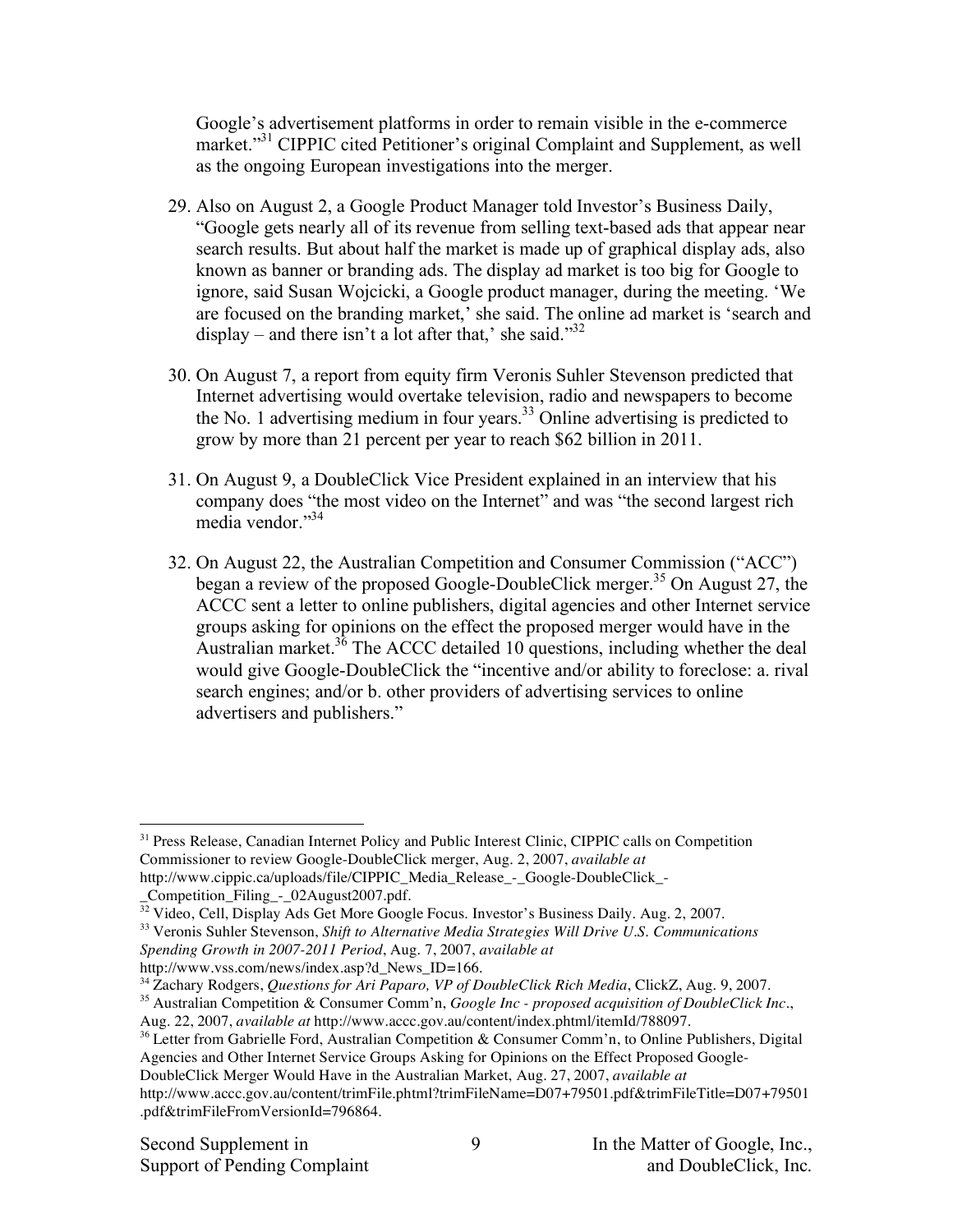Google's advertisement platforms in order to remain visible in the e-commerce market."[31] CIPPIC cited Petitioner's original Complaint and Supplement, as well as the ongoing European investigations into the merger.

29. Also on August 2, a Google Product Manager told Investor's Business Daily, "Google gets nearly all of its revenue from selling text-based ads that appear near search results. But about half the market is made up of graphical display ads, also known as banner or branding ads. The display ad market is too big for Google to ignore, said Susan Wojcicki, a Google product manager, during the meeting. 'We are focused on the branding market,' she said. The online ad market is 'search and display – and there isn't a lot after that,' she said."[32]

30. On August 7, a report from equity firm Veronis Suhler Stevenson predicted that Internet advertising would overtake television, radio and newspapers to become the No. 1 advertising medium in four years.[33] Online advertising is predicted to grow by more than 21 percent per year to reach $62 billion in 2011.

31. On August 9, a DoubleClick Vice President explained in an interview that his company does "the most video on the Internet" and was "the second largest rich media vendor."[34]

32. On August 22, the Australian Competition and Consumer Commission ("ACC") began a review of the proposed Google-DoubleClick merger.[35] On August 27, the ACCC sent a letter to online publishers, digital agencies and other Internet service groups asking for opinions on the effect the proposed merger would have in the Australian market.[36] The ACCC detailed 10 questions, including whether the deal would give Google-DoubleClick the "incentive and/or ability to foreclose: a. rival search engines; and/or b. other providers of advertising services to online advertisers and publishers."

---

[31] Press Release, Canadian Internet Policy and Public Interest Clinic, CIPPIC calls on Competition Commissioner to review Google-DoubleClick merger, Aug. 2, 2007, *available at* http://www.cippic.ca/uploads/file/CIPPIC_Media_Release_-_Google-DoubleClick_-_Competition_Filing_-_02August2007.pdf.

[32] Video, Cell, Display Ads Get More Google Focus. Investor's Business Daily. Aug. 2, 2007.

[33] Veronis Suhler Stevenson, *Shift to Alternative Media Strategies Will Drive U.S. Communications Spending Growth in 2007-2011 Period*, Aug. 7, 2007, *available at* http://www.vss.com/news/index.asp?d_News_ID=166.

[34] Zachary Rodgers, *Questions for Ari Paparo, VP of DoubleClick Rich Media*, ClickZ, Aug. 9, 2007.

[35] Australian Competition & Consumer Comm'n, *Google Inc - proposed acquisition of DoubleClick Inc.*, Aug. 22, 2007, *available at* http://www.accc.gov.au/content/index.phtml/itemId/788097.

[36] Letter from Gabrielle Ford, Australian Competition & Consumer Comm'n, to Online Publishers, Digital Agencies and Other Internet Service Groups Asking for Opinions on the Effect Proposed Google-DoubleClick Merger Would Have in the Australian Market, Aug. 27, 2007, *available at* http://www.accc.gov.au/content/trimFile.phtml?trimFileName=D07+79501.pdf&trimFileTitle=D07+79501.pdf&trimFileFromVersionId=796864.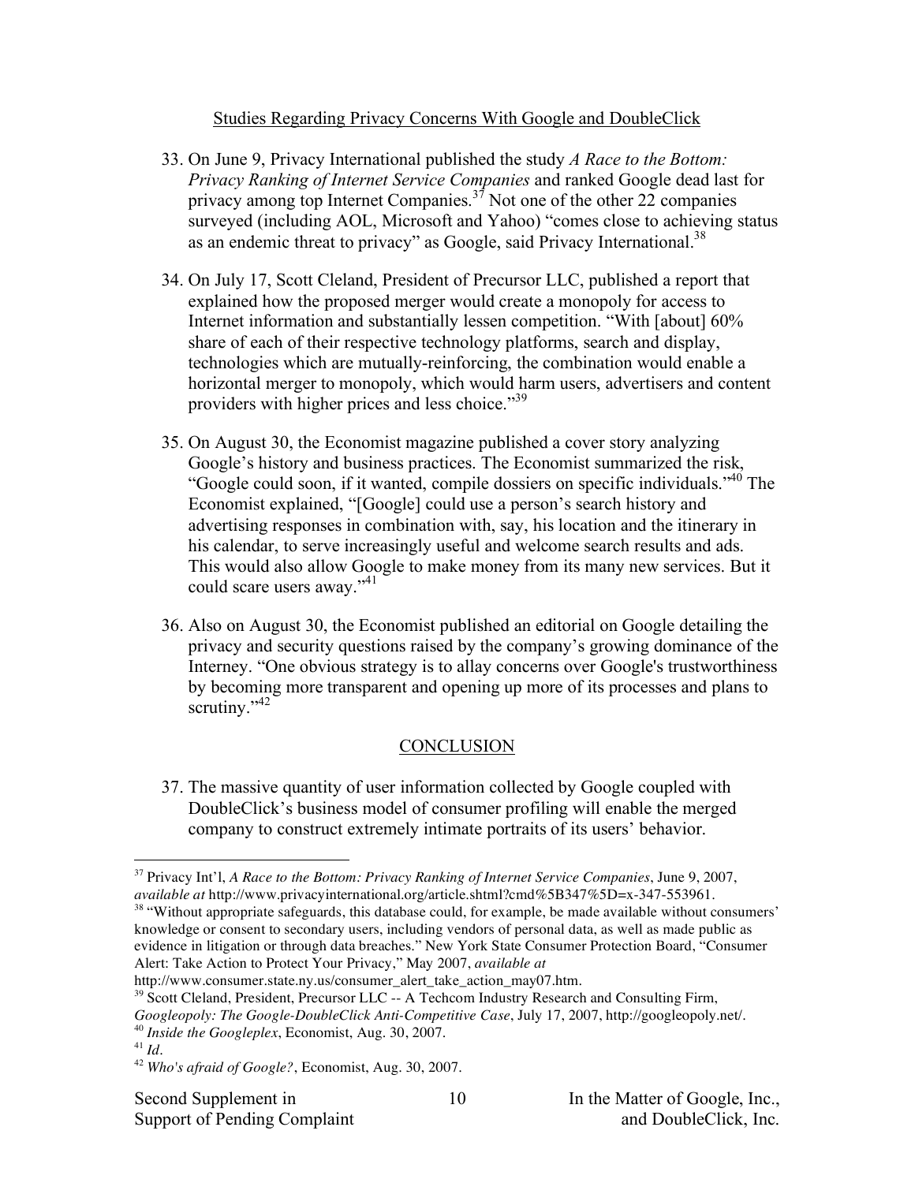## Studies Regarding Privacy Concerns With Google and DoubleClick

33. On June 9, Privacy International published the study *A Race to the Bottom: Privacy Ranking of Internet Service Companies* and ranked Google dead last for privacy among top Internet Companies.[37] Not one of the other 22 companies surveyed (including AOL, Microsoft and Yahoo) "comes close to achieving status as an endemic threat to privacy" as Google, said Privacy International.[38]

34. On July 17, Scott Cleland, President of Precursor LLC, published a report that explained how the proposed merger would create a monopoly for access to Internet information and substantially lessen competition. "With [about] 60% share of each of their respective technology platforms, search and display, technologies which are mutually-reinforcing, the combination would enable a horizontal merger to monopoly, which would harm users, advertisers and content providers with higher prices and less choice."[39]

35. On August 30, the Economist magazine published a cover story analyzing Google's history and business practices. The Economist summarized the risk, "Google could soon, if it wanted, compile dossiers on specific individuals."[40] The Economist explained, "[Google] could use a person's search history and advertising responses in combination with, say, his location and the itinerary in his calendar, to serve increasingly useful and welcome search results and ads. This would also allow Google to make money from its many new services. But it could scare users away."[41]

36. Also on August 30, the Economist published an editorial on Google detailing the privacy and security questions raised by the company's growing dominance of the Interney. "One obvious strategy is to allay concerns over Google's trustworthiness by becoming more transparent and opening up more of its processes and plans to scrutiny."[42]

## CONCLUSION

37. The massive quantity of user information collected by Google coupled with DoubleClick's business model of consumer profiling will enable the merged company to construct extremely intimate portraits of its users' behavior.

---

[37] Privacy Int'l, *A Race to the Bottom: Privacy Ranking of Internet Service Companies*, June 9, 2007, *available at* http://www.privacyinternational.org/article.shtml?cmd%5B347%5D=x-347-553961.

[38] "Without appropriate safeguards, this database could, for example, be made available without consumers' knowledge or consent to secondary users, including vendors of personal data, as well as made public as evidence in litigation or through data breaches." New York State Consumer Protection Board, "Consumer Alert: Take Action to Protect Your Privacy," May 2007, *available at* http://www.consumer.state.ny.us/consumer_alert_take_action_may07.htm.

[39] Scott Cleland, President, Precursor LLC -- A Techcom Industry Research and Consulting Firm, *Googleopoly: The Google-DoubleClick Anti-Competitive Case*, July 17, 2007, http://googleopoly.net/.

[40] *Inside the Googleplex*, Economist, Aug. 30, 2007.

[41] *Id*.

[42] *Who's afraid of Google?*, Economist, Aug. 30, 2007.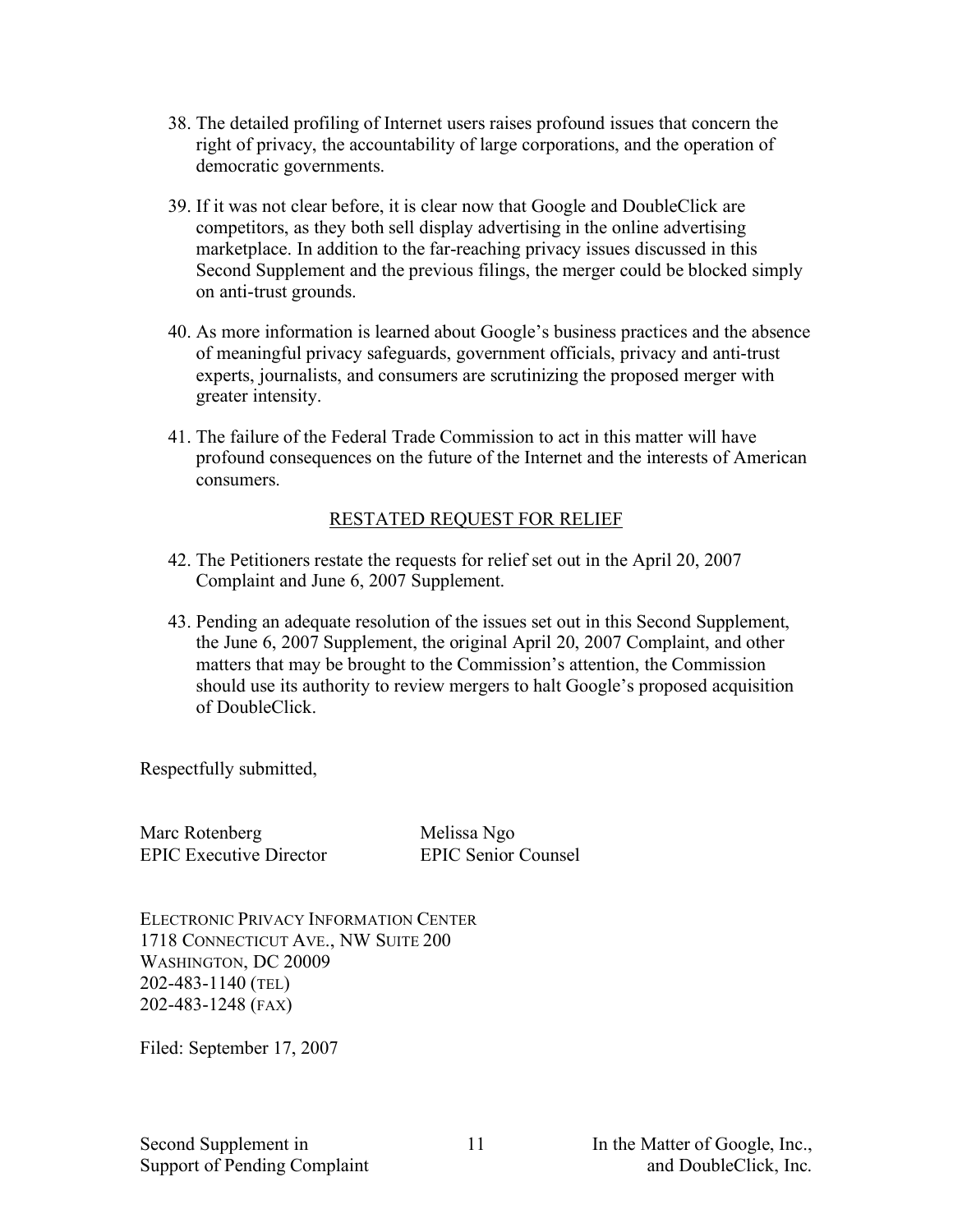38. The detailed profiling of Internet users raises profound issues that concern the right of privacy, the accountability of large corporations, and the operation of democratic governments.

39. If it was not clear before, it is clear now that Google and DoubleClick are competitors, as they both sell display advertising in the online advertising marketplace. In addition to the far-reaching privacy issues discussed in this Second Supplement and the previous filings, the merger could be blocked simply on anti-trust grounds.

40. As more information is learned about Google's business practices and the absence of meaningful privacy safeguards, government officials, privacy and anti-trust experts, journalists, and consumers are scrutinizing the proposed merger with greater intensity.

41. The failure of the Federal Trade Commission to act in this matter will have profound consequences on the future of the Internet and the interests of American consumers.

## RESTATED REQUEST FOR RELIEF

42. The Petitioners restate the requests for relief set out in the April 20, 2007 Complaint and June 6, 2007 Supplement.

43. Pending an adequate resolution of the issues set out in this Second Supplement, the June 6, 2007 Supplement, the original April 20, 2007 Complaint, and other matters that may be brought to the Commission's attention, the Commission should use its authority to review mergers to halt Google's proposed acquisition of DoubleClick.

Respectfully submitted,

Marc Rotenberg
EPIC Executive Director

Melissa Ngo
EPIC Senior Counsel

ELECTRONIC PRIVACY INFORMATION CENTER
1718 CONNECTICUT AVE., NW SUITE 200
WASHINGTON, DC 20009
202-483-1140 (TEL)
202-483-1248 (FAX)

Filed: September 17, 2007